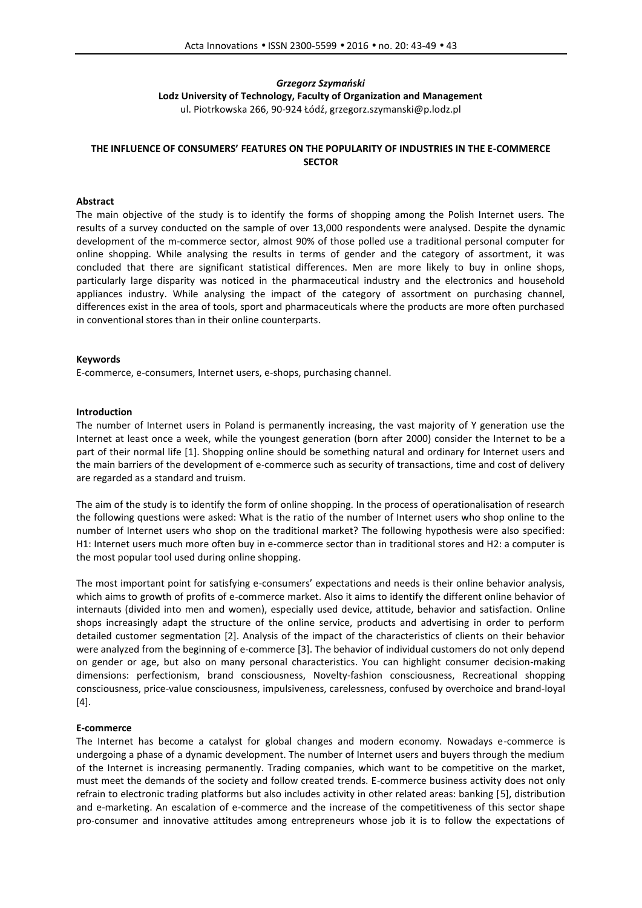*Grzegorz Szymański*
**Lodz University of Technology, Faculty of Organization and Management**
ul. Piotrkowska 266, 90-924 Łódź, grzegorz.szymanski@p.lodz.pl

# THE INFLUENCE OF CONSUMERS' FEATURES ON THE POPULARITY OF INDUSTRIES IN THE E-COMMERCE SECTOR

**Abstract**

The main objective of the study is to identify the forms of shopping among the Polish Internet users. The results of a survey conducted on the sample of over 13,000 respondents were analysed. Despite the dynamic development of the m-commerce sector, almost 90% of those polled use a traditional personal computer for online shopping. While analysing the results in terms of gender and the category of assortment, it was concluded that there are significant statistical differences. Men are more likely to buy in online shops, particularly large disparity was noticed in the pharmaceutical industry and the electronics and household appliances industry. While analysing the impact of the category of assortment on purchasing channel, differences exist in the area of tools, sport and pharmaceuticals where the products are more often purchased in conventional stores than in their online counterparts.

**Keywords**

E-commerce, e-consumers, Internet users, e-shops, purchasing channel.

## Introduction

The number of Internet users in Poland is permanently increasing, the vast majority of Y generation use the Internet at least once a week, while the youngest generation (born after 2000) consider the Internet to be a part of their normal life [1]. Shopping online should be something natural and ordinary for Internet users and the main barriers of the development of e-commerce such as security of transactions, time and cost of delivery are regarded as a standard and truism.

The aim of the study is to identify the form of online shopping. In the process of operationalisation of research the following questions were asked: What is the ratio of the number of Internet users who shop online to the number of Internet users who shop on the traditional market? The following hypothesis were also specified: H1: Internet users much more often buy in e-commerce sector than in traditional stores and H2: a computer is the most popular tool used during online shopping.

The most important point for satisfying e-consumers' expectations and needs is their online behavior analysis, which aims to growth of profits of e-commerce market. Also it aims to identify the different online behavior of internauts (divided into men and women), especially used device, attitude, behavior and satisfaction. Online shops increasingly adapt the structure of the online service, products and advertising in order to perform detailed customer segmentation [2]. Analysis of the impact of the characteristics of clients on their behavior were analyzed from the beginning of e-commerce [3]. The behavior of individual customers do not only depend on gender or age, but also on many personal characteristics. You can highlight consumer decision-making dimensions: perfectionism, brand consciousness, Novelty-fashion consciousness, Recreational shopping consciousness, price-value consciousness, impulsiveness, carelessness, confused by overchoice and brand-loyal [4].

## E-commerce

The Internet has become a catalyst for global changes and modern economy. Nowadays e-commerce is undergoing a phase of a dynamic development. The number of Internet users and buyers through the medium of the Internet is increasing permanently. Trading companies, which want to be competitive on the market, must meet the demands of the society and follow created trends. E-commerce business activity does not only refrain to electronic trading platforms but also includes activity in other related areas: banking [5], distribution and e-marketing. An escalation of e-commerce and the increase of the competitiveness of this sector shape pro-consumer and innovative attitudes among entrepreneurs whose job it is to follow the expectations of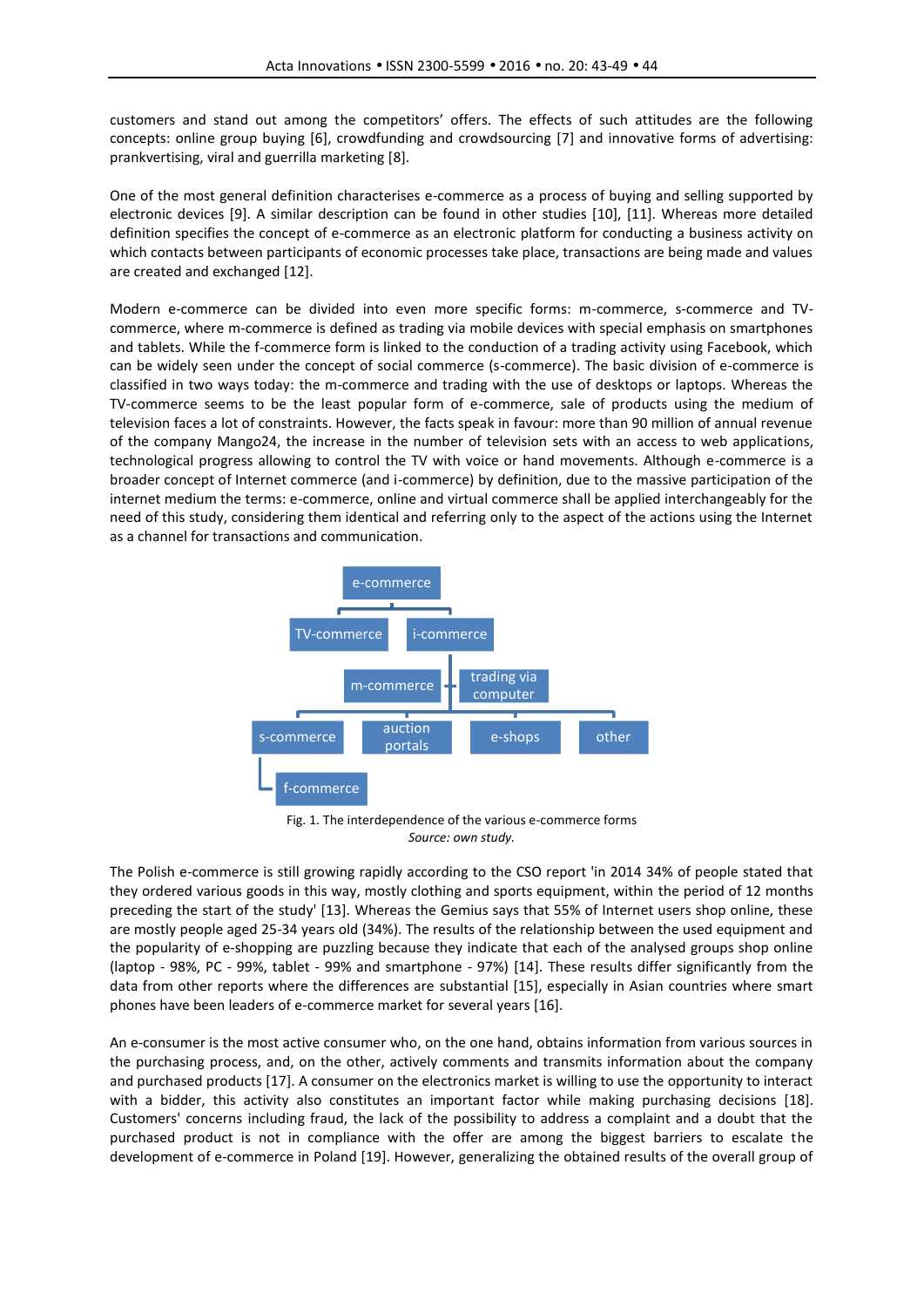customers and stand out among the competitors' offers. The effects of such attitudes are the following concepts: online group buying [6], crowdfunding and crowdsourcing [7] and innovative forms of advertising: prankvertising, viral and guerrilla marketing [8].

One of the most general definition characterises e-commerce as a process of buying and selling supported by electronic devices [9]. A similar description can be found in other studies [10], [11]. Whereas more detailed definition specifies the concept of e-commerce as an electronic platform for conducting a business activity on which contacts between participants of economic processes take place, transactions are being made and values are created and exchanged [12].

Modern e-commerce can be divided into even more specific forms: m-commerce, s-commerce and TV-commerce, where m-commerce is defined as trading via mobile devices with special emphasis on smartphones and tablets. While the f-commerce form is linked to the conduction of a trading activity using Facebook, which can be widely seen under the concept of social commerce (s-commerce). The basic division of e-commerce is classified in two ways today: the m-commerce and trading with the use of desktops or laptops. Whereas the TV-commerce seems to be the least popular form of e-commerce, sale of products using the medium of television faces a lot of constraints. However, the facts speak in favour: more than 90 million of annual revenue of the company Mango24, the increase in the number of television sets with an access to web applications, technological progress allowing to control the TV with voice or hand movements. Although e-commerce is a broader concept of Internet commerce (and i-commerce) by definition, due to the massive participation of the internet medium the terms: e-commerce, online and virtual commerce shall be applied interchangeably for the need of this study, considering them identical and referring only to the aspect of the actions using the Internet as a channel for transactions and communication.

Fig. 1. The interdependence of the various e-commerce forms
*Source: own study.*

The Polish e-commerce is still growing rapidly according to the CSO report 'in 2014 34% of people stated that they ordered various goods in this way, mostly clothing and sports equipment, within the period of 12 months preceding the start of the study' [13]. Whereas the Gemius says that 55% of Internet users shop online, these are mostly people aged 25-34 years old (34%). The results of the relationship between the used equipment and the popularity of e-shopping are puzzling because they indicate that each of the analysed groups shop online (laptop - 98%, PC - 99%, tablet - 99% and smartphone - 97%) [14]. These results differ significantly from the data from other reports where the differences are substantial [15], especially in Asian countries where smart phones have been leaders of e-commerce market for several years [16].

An e-consumer is the most active consumer who, on the one hand, obtains information from various sources in the purchasing process, and, on the other, actively comments and transmits information about the company and purchased products [17]. A consumer on the electronics market is willing to use the opportunity to interact with a bidder, this activity also constitutes an important factor while making purchasing decisions [18]. Customers' concerns including fraud, the lack of the possibility to address a complaint and a doubt that the purchased product is not in compliance with the offer are among the biggest barriers to escalate the development of e-commerce in Poland [19]. However, generalizing the obtained results of the overall group of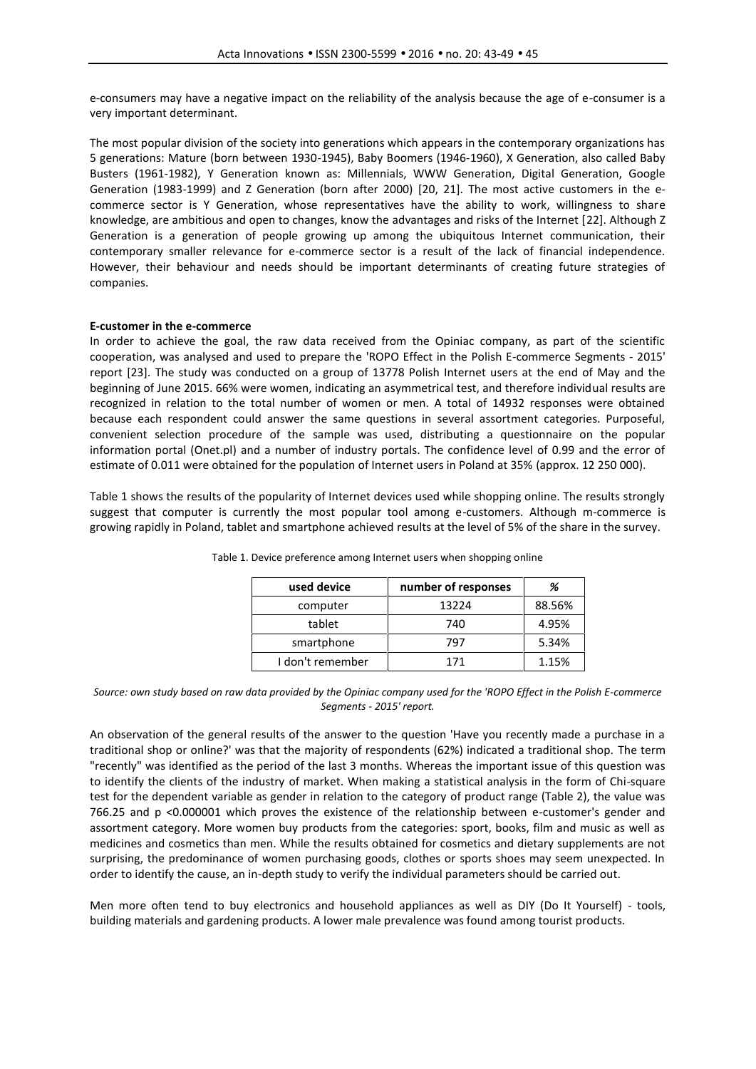e-consumers may have a negative impact on the reliability of the analysis because the age of e-consumer is a very important determinant.

The most popular division of the society into generations which appears in the contemporary organizations has 5 generations: Mature (born between 1930-1945), Baby Boomers (1946-1960), X Generation, also called Baby Busters (1961-1982), Y Generation known as: Millennials, WWW Generation, Digital Generation, Google Generation (1983-1999) and Z Generation (born after 2000) [20, 21]. The most active customers in the e-commerce sector is Y Generation, whose representatives have the ability to work, willingness to share knowledge, are ambitious and open to changes, know the advantages and risks of the Internet [22]. Although Z Generation is a generation of people growing up among the ubiquitous Internet communication, their contemporary smaller relevance for e-commerce sector is a result of the lack of financial independence. However, their behaviour and needs should be important determinants of creating future strategies of companies.

**E-customer in the e-commerce**

In order to achieve the goal, the raw data received from the Opiniac company, as part of the scientific cooperation, was analysed and used to prepare the 'ROPO Effect in the Polish E-commerce Segments - 2015' report [23]. The study was conducted on a group of 13778 Polish Internet users at the end of May and the beginning of June 2015. 66% were women, indicating an asymmetrical test, and therefore individual results are recognized in relation to the total number of women or men. A total of 14932 responses were obtained because each respondent could answer the same questions in several assortment categories. Purposeful, convenient selection procedure of the sample was used, distributing a questionnaire on the popular information portal (Onet.pl) and a number of industry portals. The confidence level of 0.99 and the error of estimate of 0.011 were obtained for the population of Internet users in Poland at 35% (approx. 12 250 000).

Table 1 shows the results of the popularity of Internet devices used while shopping online. The results strongly suggest that computer is currently the most popular tool among e-customers. Although m-commerce is growing rapidly in Poland, tablet and smartphone achieved results at the level of 5% of the share in the survey.

Table 1. Device preference among Internet users when shopping online

| used device | number of responses | % |
|---|---|---|
| computer | 13224 | 88.56% |
| tablet | 740 | 4.95% |
| smartphone | 797 | 5.34% |
| I don't remember | 171 | 1.15% |

*Source: own study based on raw data provided by the Opiniac company used for the 'ROPO Effect in the Polish E-commerce Segments - 2015' report.*

An observation of the general results of the answer to the question 'Have you recently made a purchase in a traditional shop or online?' was that the majority of respondents (62%) indicated a traditional shop. The term "recently" was identified as the period of the last 3 months. Whereas the important issue of this question was to identify the clients of the industry of market. When making a statistical analysis in the form of Chi-square test for the dependent variable as gender in relation to the category of product range (Table 2), the value was 766.25 and $p < 0.000001$ which proves the existence of the relationship between e-customer's gender and assortment category. More women buy products from the categories: sport, books, film and music as well as medicines and cosmetics than men. While the results obtained for cosmetics and dietary supplements are not surprising, the predominance of women purchasing goods, clothes or sports shoes may seem unexpected. In order to identify the cause, an in-depth study to verify the individual parameters should be carried out.

Men more often tend to buy electronics and household appliances as well as DIY (Do It Yourself) - tools, building materials and gardening products. A lower male prevalence was found among tourist products.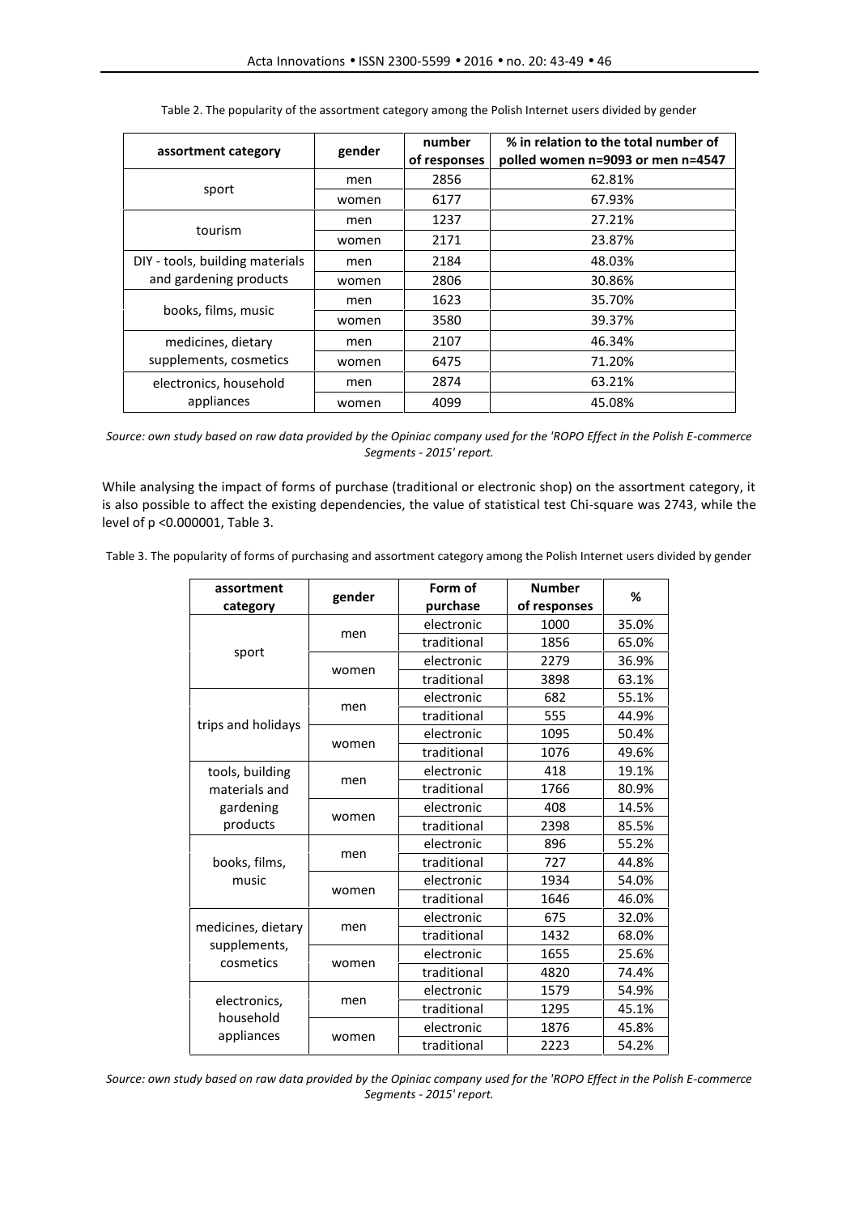Table 2. The popularity of the assortment category among the Polish Internet users divided by gender

| assortment category | gender | number of responses | % in relation to the total number of polled women n=9093 or men n=4547 |
|---|---|---|---|
| sport | men | 2856 | 62.81% |
| | women | 6177 | 67.93% |
| tourism | men | 1237 | 27.21% |
| | women | 2171 | 23.87% |
| DIY - tools, building materials and gardening products | men | 2184 | 48.03% |
| | women | 2806 | 30.86% |
| books, films, music | men | 1623 | 35.70% |
| | women | 3580 | 39.37% |
| medicines, dietary supplements, cosmetics | men | 2107 | 46.34% |
| | women | 6475 | 71.20% |
| electronics, household appliances | men | 2874 | 63.21% |
| | women | 4099 | 45.08% |

*Source: own study based on raw data provided by the Opiniac company used for the 'ROPO Effect in the Polish E-commerce Segments - 2015' report.*

While analysing the impact of forms of purchase (traditional or electronic shop) on the assortment category, it is also possible to affect the existing dependencies, the value of statistical test Chi-square was 2743, while the level of $p < 0.000001$, Table 3.

Table 3. The popularity of forms of purchasing and assortment category among the Polish Internet users divided by gender

| assortment category | gender | Form of purchase | Number of responses | % |
|---|---|---|---|---|
| sport | men | electronic | 1000 | 35.0% |
| | | traditional | 1856 | 65.0% |
| | women | electronic | 2279 | 36.9% |
| | | traditional | 3898 | 63.1% |
| trips and holidays | men | electronic | 682 | 55.1% |
| | | traditional | 555 | 44.9% |
| | women | electronic | 1095 | 50.4% |
| | | traditional | 1076 | 49.6% |
| tools, building materials and gardening products | men | electronic | 418 | 19.1% |
| | | traditional | 1766 | 80.9% |
| | women | electronic | 408 | 14.5% |
| | | traditional | 2398 | 85.5% |
| books, films, music | men | electronic | 896 | 55.2% |
| | | traditional | 727 | 44.8% |
| | women | electronic | 1934 | 54.0% |
| | | traditional | 1646 | 46.0% |
| medicines, dietary supplements, cosmetics | men | electronic | 675 | 32.0% |
| | | traditional | 1432 | 68.0% |
| | women | electronic | 1655 | 25.6% |
| | | traditional | 4820 | 74.4% |
| electronics, household appliances | men | electronic | 1579 | 54.9% |
| | | traditional | 1295 | 45.1% |
| | women | electronic | 1876 | 45.8% |
| | | traditional | 2223 | 54.2% |

*Source: own study based on raw data provided by the Opiniac company used for the 'ROPO Effect in the Polish E-commerce Segments - 2015' report.*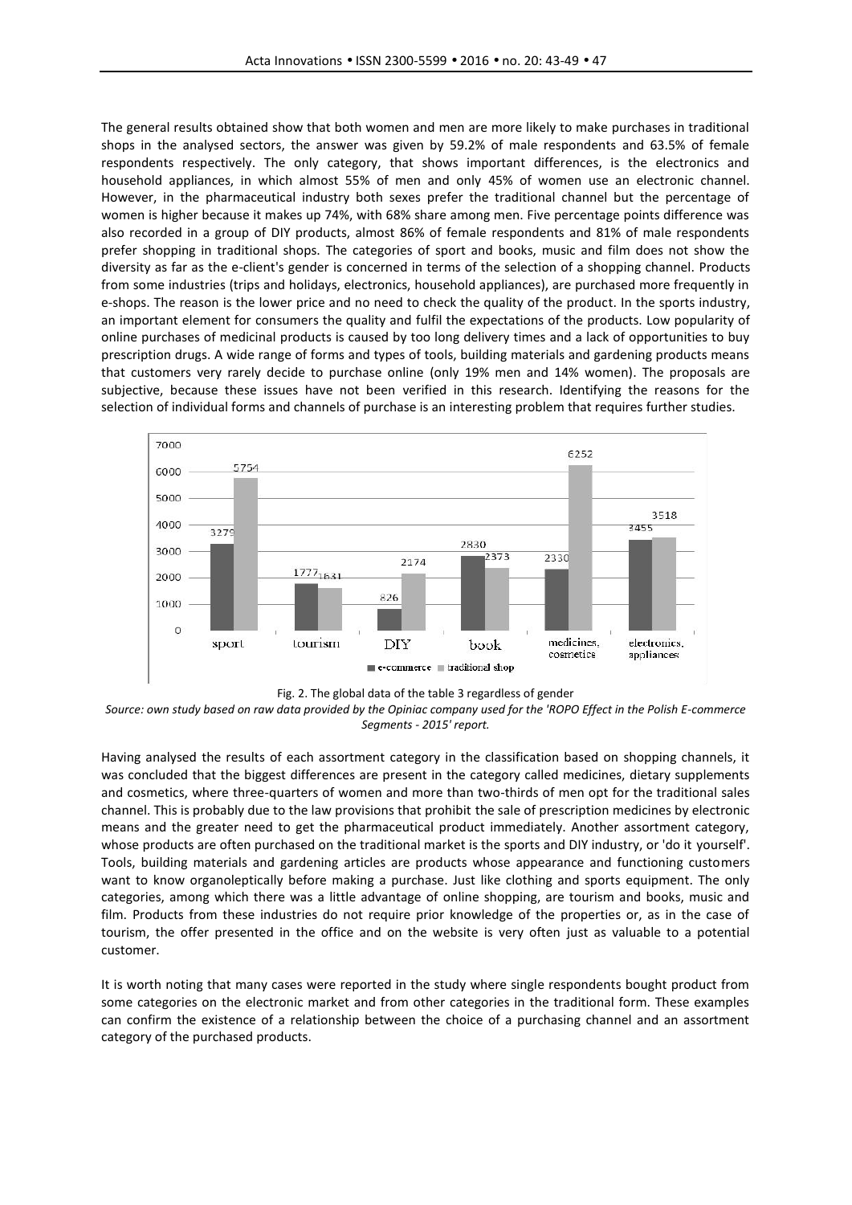The general results obtained show that both women and men are more likely to make purchases in traditional shops in the analysed sectors, the answer was given by 59.2% of male respondents and 63.5% of female respondents respectively. The only category, that shows important differences, is the electronics and household appliances, in which almost 55% of men and only 45% of women use an electronic channel. However, in the pharmaceutical industry both sexes prefer the traditional channel but the percentage of women is higher because it makes up 74%, with 68% share among men. Five percentage points difference was also recorded in a group of DIY products, almost 86% of female respondents and 81% of male respondents prefer shopping in traditional shops. The categories of sport and books, music and film does not show the diversity as far as the e-client's gender is concerned in terms of the selection of a shopping channel. Products from some industries (trips and holidays, electronics, household appliances), are purchased more frequently in e-shops. The reason is the lower price and no need to check the quality of the product. In the sports industry, an important element for consumers the quality and fulfil the expectations of the products. Low popularity of online purchases of medicinal products is caused by too long delivery times and a lack of opportunities to buy prescription drugs. A wide range of forms and types of tools, building materials and gardening products means that customers very rarely decide to purchase online (only 19% men and 14% women). The proposals are subjective, because these issues have not been verified in this research. Identifying the reasons for the selection of individual forms and channels of purchase is an interesting problem that requires further studies.

| | sport | tourism | DIY | book | medicines, cosmetics | electronics, appliances |
|---|---|---|---|---|---|---|
| e-commerce | 3279 | 1777 | 826 | 2830 | 2330 | 3455 |
| traditional shop | 5754 | 1631 | 2174 | 2373 | 6252 | 3518 |

Fig. 2. The global data of the table 3 regardless of gender

*Source: own study based on raw data provided by the Opiniac company used for the 'ROPO Effect in the Polish E-commerce Segments - 2015' report.*

Having analysed the results of each assortment category in the classification based on shopping channels, it was concluded that the biggest differences are present in the category called medicines, dietary supplements and cosmetics, where three-quarters of women and more than two-thirds of men opt for the traditional sales channel. This is probably due to the law provisions that prohibit the sale of prescription medicines by electronic means and the greater need to get the pharmaceutical product immediately. Another assortment category, whose products are often purchased on the traditional market is the sports and DIY industry, or 'do it yourself'. Tools, building materials and gardening articles are products whose appearance and functioning customers want to know organoleptically before making a purchase. Just like clothing and sports equipment. The only categories, among which there was a little advantage of online shopping, are tourism and books, music and film. Products from these industries do not require prior knowledge of the properties or, as in the case of tourism, the offer presented in the office and on the website is very often just as valuable to a potential customer.

It is worth noting that many cases were reported in the study where single respondents bought product from some categories on the electronic market and from other categories in the traditional form. These examples can confirm the existence of a relationship between the choice of a purchasing channel and an assortment category of the purchased products.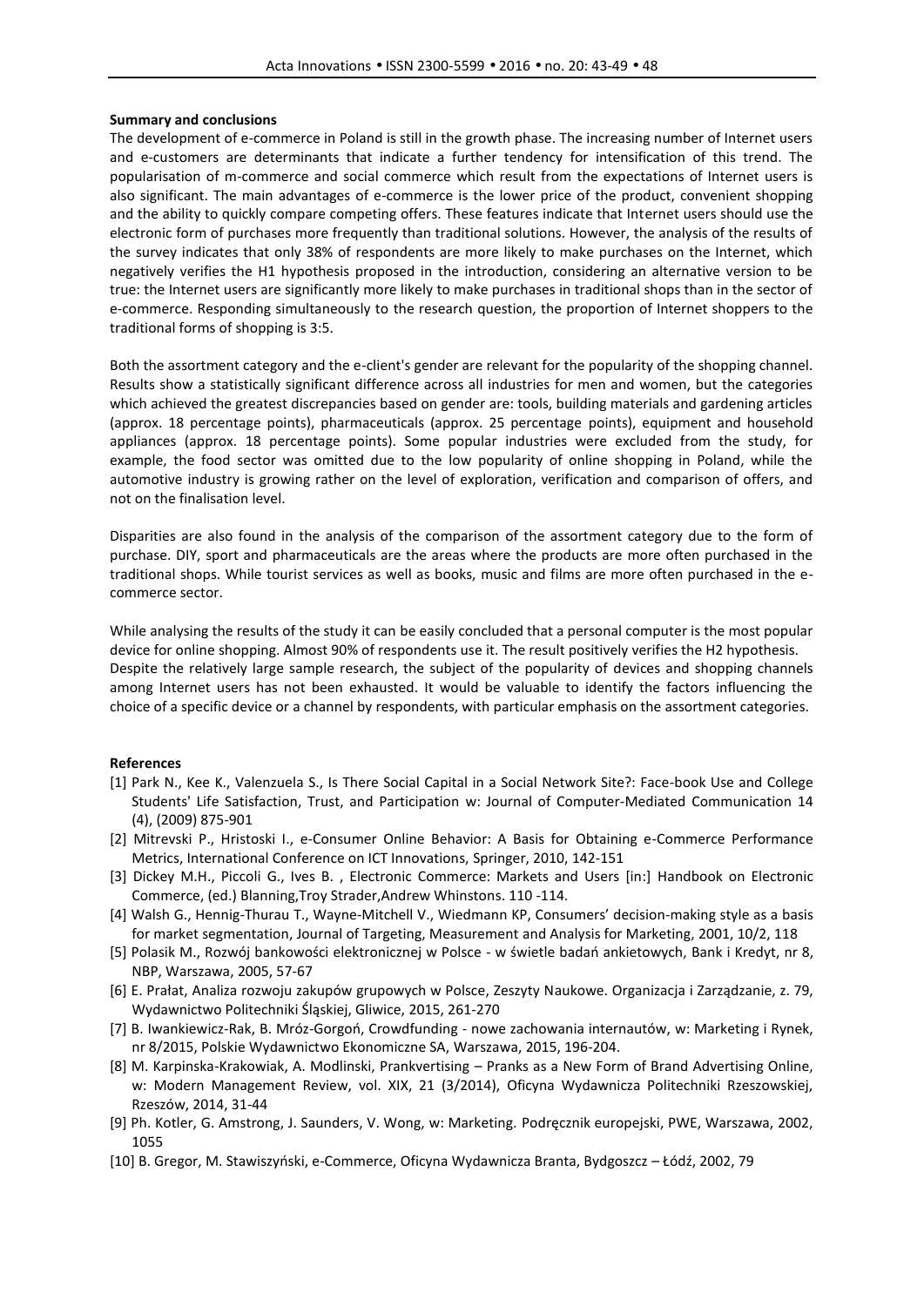**Summary and conclusions**

The development of e-commerce in Poland is still in the growth phase. The increasing number of Internet users and e-customers are determinants that indicate a further tendency for intensification of this trend. The popularisation of m-commerce and social commerce which result from the expectations of Internet users is also significant. The main advantages of e-commerce is the lower price of the product, convenient shopping and the ability to quickly compare competing offers. These features indicate that Internet users should use the electronic form of purchases more frequently than traditional solutions. However, the analysis of the results of the survey indicates that only 38% of respondents are more likely to make purchases on the Internet, which negatively verifies the H1 hypothesis proposed in the introduction, considering an alternative version to be true: the Internet users are significantly more likely to make purchases in traditional shops than in the sector of e-commerce. Responding simultaneously to the research question, the proportion of Internet shoppers to the traditional forms of shopping is 3:5.

Both the assortment category and the e-client's gender are relevant for the popularity of the shopping channel. Results show a statistically significant difference across all industries for men and women, but the categories which achieved the greatest discrepancies based on gender are: tools, building materials and gardening articles (approx. 18 percentage points), pharmaceuticals (approx. 25 percentage points), equipment and household appliances (approx. 18 percentage points). Some popular industries were excluded from the study, for example, the food sector was omitted due to the low popularity of online shopping in Poland, while the automotive industry is growing rather on the level of exploration, verification and comparison of offers, and not on the finalisation level.

Disparities are also found in the analysis of the comparison of the assortment category due to the form of purchase. DIY, sport and pharmaceuticals are the areas where the products are more often purchased in the traditional shops. While tourist services as well as books, music and films are more often purchased in the e-commerce sector.

While analysing the results of the study it can be easily concluded that a personal computer is the most popular device for online shopping. Almost 90% of respondents use it. The result positively verifies the H2 hypothesis. Despite the relatively large sample research, the subject of the popularity of devices and shopping channels among Internet users has not been exhausted. It would be valuable to identify the factors influencing the choice of a specific device or a channel by respondents, with particular emphasis on the assortment categories.

**References**

[1] Park N., Kee K., Valenzuela S., Is There Social Capital in a Social Network Site?: Face-book Use and College Students' Life Satisfaction, Trust, and Participation w: Journal of Computer-Mediated Communication 14 (4), (2009) 875-901

[2] Mitrevski P., Hristoski I., e-Consumer Online Behavior: A Basis for Obtaining e-Commerce Performance Metrics, International Conference on ICT Innovations, Springer, 2010, 142-151

[3] Dickey M.H., Piccoli G., Ives B. , Electronic Commerce: Markets and Users [in:] Handbook on Electronic Commerce, (ed.) Blanning,Troy Strader,Andrew Whinstons. 110 -114.

[4] Walsh G., Hennig-Thurau T., Wayne-Mitchell V., Wiedmann KP, Consumers' decision-making style as a basis for market segmentation, Journal of Targeting, Measurement and Analysis for Marketing, 2001, 10/2, 118

[5] Polasik M., Rozwój bankowości elektronicznej w Polsce - w świetle badań ankietowych, Bank i Kredyt, nr 8, NBP, Warszawa, 2005, 57-67

[6] E. Prałat, Analiza rozwoju zakupów grupowych w Polsce, Zeszyty Naukowe. Organizacja i Zarządzanie, z. 79, Wydawnictwo Politechniki Śląskiej, Gliwice, 2015, 261-270

[7] B. Iwankiewicz-Rak, B. Mróz-Gorgoń, Crowdfunding - nowe zachowania internautów, w: Marketing i Rynek, nr 8/2015, Polskie Wydawnictwo Ekonomiczne SA, Warszawa, 2015, 196-204.

[8] M. Karpinska-Krakowiak, A. Modlinski, Prankvertising – Pranks as a New Form of Brand Advertising Online, w: Modern Management Review, vol. XIX, 21 (3/2014), Oficyna Wydawnicza Politechniki Rzeszowskiej, Rzeszów, 2014, 31-44

[9] Ph. Kotler, G. Amstrong, J. Saunders, V. Wong, w: Marketing. Podręcznik europejski, PWE, Warszawa, 2002, 1055

[10] B. Gregor, M. Stawiszyński, e-Commerce, Oficyna Wydawnicza Branta, Bydgoszcz – Łódź, 2002, 79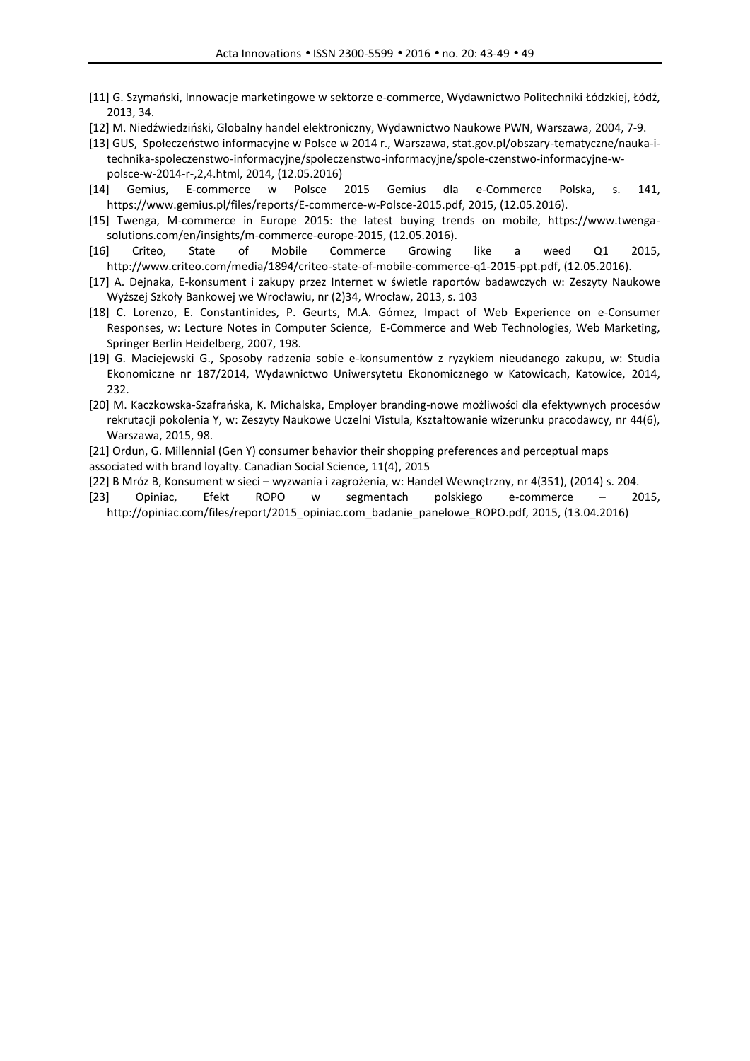[11] G. Szymański, Innowacje marketingowe w sektorze e-commerce, Wydawnictwo Politechniki Łódzkiej, Łódź, 2013, 34.

[12] M. Niedźwiedziński, Globalny handel elektroniczny, Wydawnictwo Naukowe PWN, Warszawa, 2004, 7-9.

[13] GUS, Społeczeństwo informacyjne w Polsce w 2014 r., Warszawa, stat.gov.pl/obszary-tematyczne/nauka-i-technika-spoleczenstwo-informacyjne/spoleczenstwo-informacyjne/spole-czenstwo-informacyjne-w-polsce-w-2014-r-,2,4.html, 2014, (12.05.2016)

[14] Gemius, E-commerce w Polsce 2015 Gemius dla e-Commerce Polska, s. 141, https://www.gemius.pl/files/reports/E-commerce-w-Polsce-2015.pdf, 2015, (12.05.2016).

[15] Twenga, M-commerce in Europe 2015: the latest buying trends on mobile, https://www.twenga-solutions.com/en/insights/m-commerce-europe-2015, (12.05.2016).

[16] Criteo, State of Mobile Commerce Growing like a weed Q1 2015, http://www.criteo.com/media/1894/criteo-state-of-mobile-commerce-q1-2015-ppt.pdf, (12.05.2016).

[17] A. Dejnaka, E-konsument i zakupy przez Internet w świetle raportów badawczych w: Zeszyty Naukowe Wyższej Szkoły Bankowej we Wrocławiu, nr (2)34, Wrocław, 2013, s. 103

[18] C. Lorenzo, E. Constantinides, P. Geurts, M.A. Gómez, Impact of Web Experience on e-Consumer Responses, w: Lecture Notes in Computer Science, E-Commerce and Web Technologies, Web Marketing, Springer Berlin Heidelberg, 2007, 198.

[19] G. Maciejewski G., Sposoby radzenia sobie e-konsumentów z ryzykiem nieudanego zakupu, w: Studia Ekonomiczne nr 187/2014, Wydawnictwo Uniwersytetu Ekonomicznego w Katowicach, Katowice, 2014, 232.

[20] M. Kaczkowska-Szafrańska, K. Michalska, Employer branding-nowe możliwości dla efektywnych procesów rekrutacji pokolenia Y, w: Zeszyty Naukowe Uczelni Vistula, Kształtowanie wizerunku pracodawcy, nr 44(6), Warszawa, 2015, 98.

[21] Ordun, G. Millennial (Gen Y) consumer behavior their shopping preferences and perceptual maps associated with brand loyalty. Canadian Social Science, 11(4), 2015

[22] B Mróz B, Konsument w sieci – wyzwania i zagrożenia, w: Handel Wewnętrzny, nr 4(351), (2014) s. 204.

[23] Opiniac, Efekt ROPO w segmentach polskiego e-commerce – 2015, http://opiniac.com/files/report/2015_opiniac.com_badanie_panelowe_ROPO.pdf, 2015, (13.04.2016)